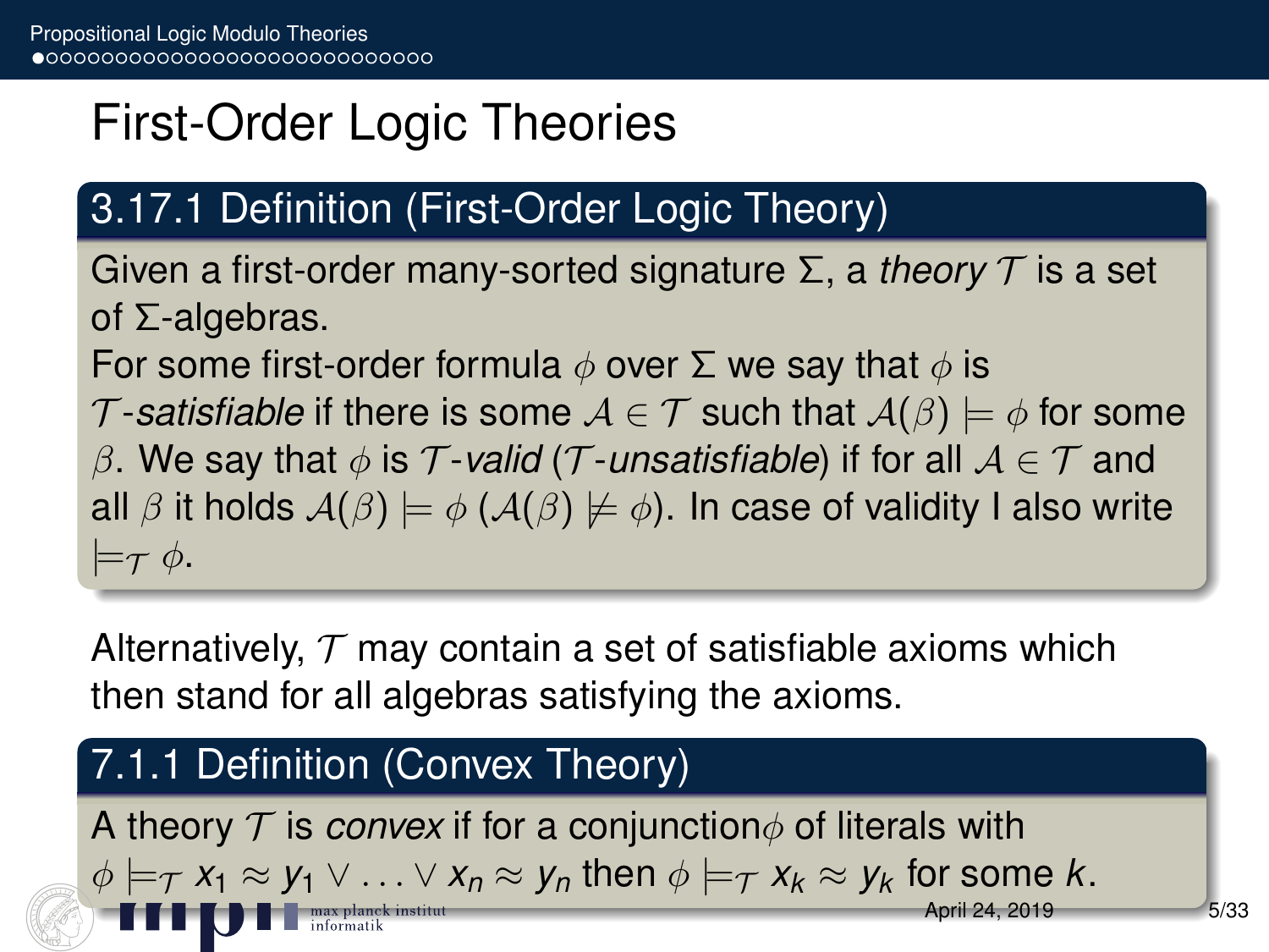# First-Order Logic Theories

## 3.17.1 Definition (First-Order Logic Theory)

Given a first-order many-sorted signature $\Sigma$, a *theory* $\mathcal{T}$ is a set of $\Sigma$-algebras.
For some first-order formula $\phi$ over $\Sigma$ we say that $\phi$ is $\mathcal{T}$*-satisfiable* if there is some $\mathcal{A} \in \mathcal{T}$ such that $\mathcal{A}(\beta) \models \phi$ for some $\beta$. We say that $\phi$ is $\mathcal{T}$*-valid* ($\mathcal{T}$*-unsatisfiable*) if for all $\mathcal{A} \in \mathcal{T}$ and all $\beta$ it holds $\mathcal{A}(\beta) \models \phi$ ($\mathcal{A}(\beta) \not\models \phi$). In case of validity I also write $\models_{\mathcal{T}} \phi$.

Alternatively, $\mathcal{T}$ may contain a set of satisfiable axioms which then stand for all algebras satisfying the axioms.

## 7.1.1 Definition (Convex Theory)

A theory $\mathcal{T}$ is *convex* if for a conjunction$\phi$ of literals with $\phi \models_{\mathcal{T}} x_1 \approx y_1 \vee \ldots \vee x_n \approx y_n$ then $\phi \models_{\mathcal{T}} x_k \approx y_k$ for some $k$.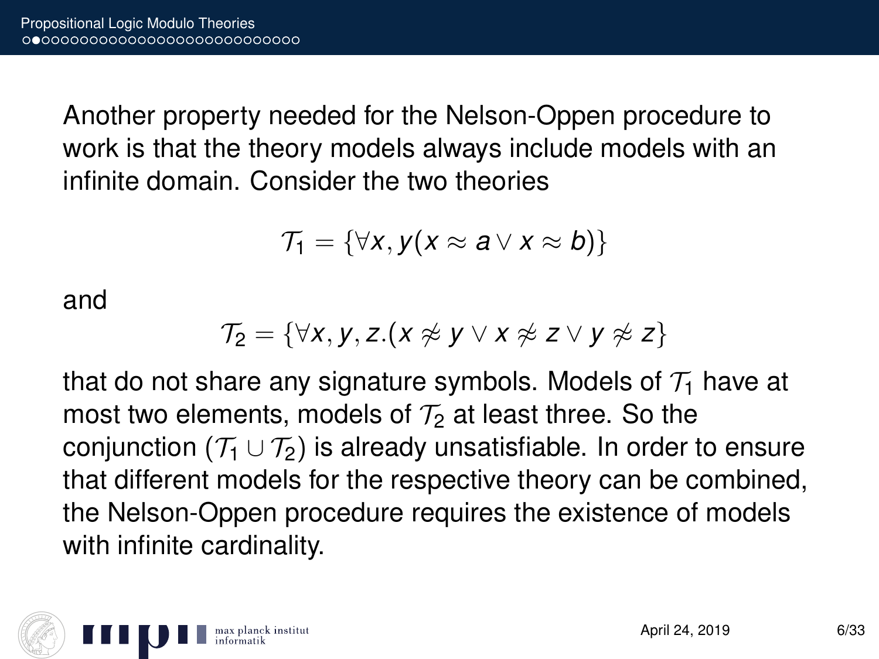Another property needed for the Nelson-Oppen procedure to work is that the theory models always include models with an infinite domain. Consider the two theories

$$\mathcal{T}_1 = \{\forall x, y(x \approx a \lor x \approx b)\}$$

and

$$\mathcal{T}_2 = \{\forall x, y, z.(x \not\approx y \lor x \not\approx z \lor y \not\approx z\}$$

that do not share any signature symbols. Models of $\mathcal{T}_1$ have at most two elements, models of $\mathcal{T}_2$ at least three. So the conjunction ($\mathcal{T}_1 \cup \mathcal{T}_2$) is already unsatisfiable. In order to ensure that different models for the respective theory can be combined, the Nelson-Oppen procedure requires the existence of models with infinite cardinality.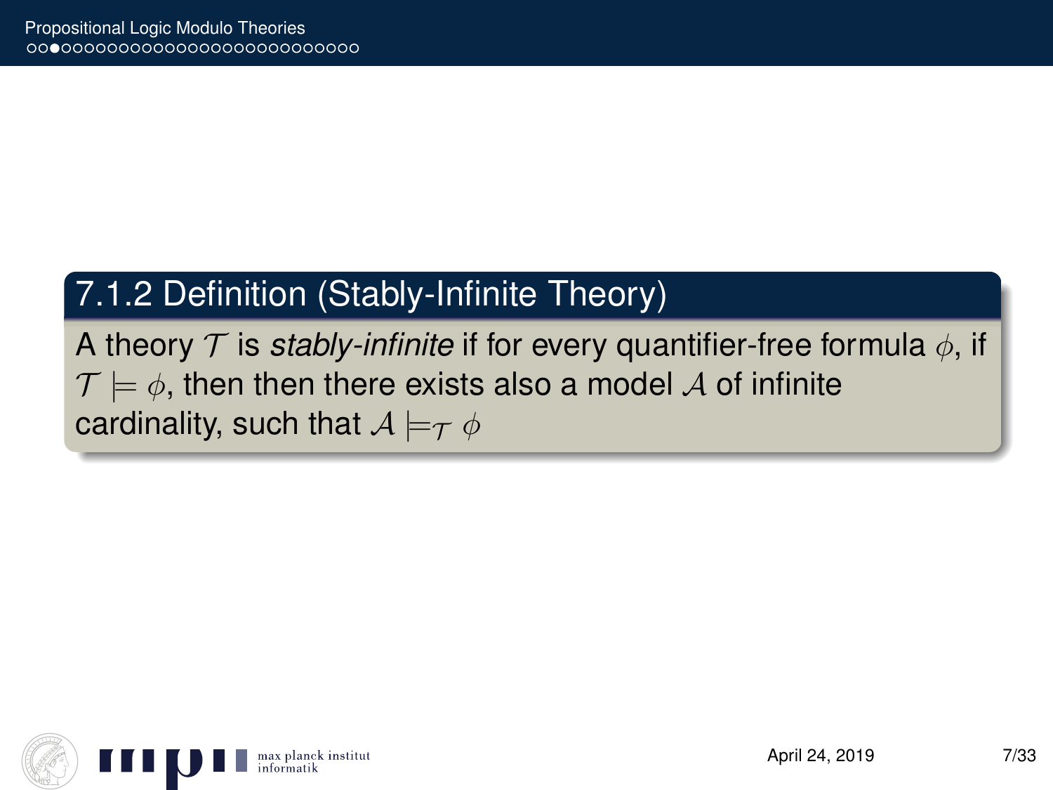### 7.1.2 Definition (Stably-Infinite Theory)

A theory $\mathcal{T}$ is *stably-infinite* if for every quantifier-free formula $\phi$, if $\mathcal{T} \models \phi$, then then there exists also a model $\mathcal{A}$ of infinite cardinality, such that $\mathcal{A} \models_{\mathcal{T}} \phi$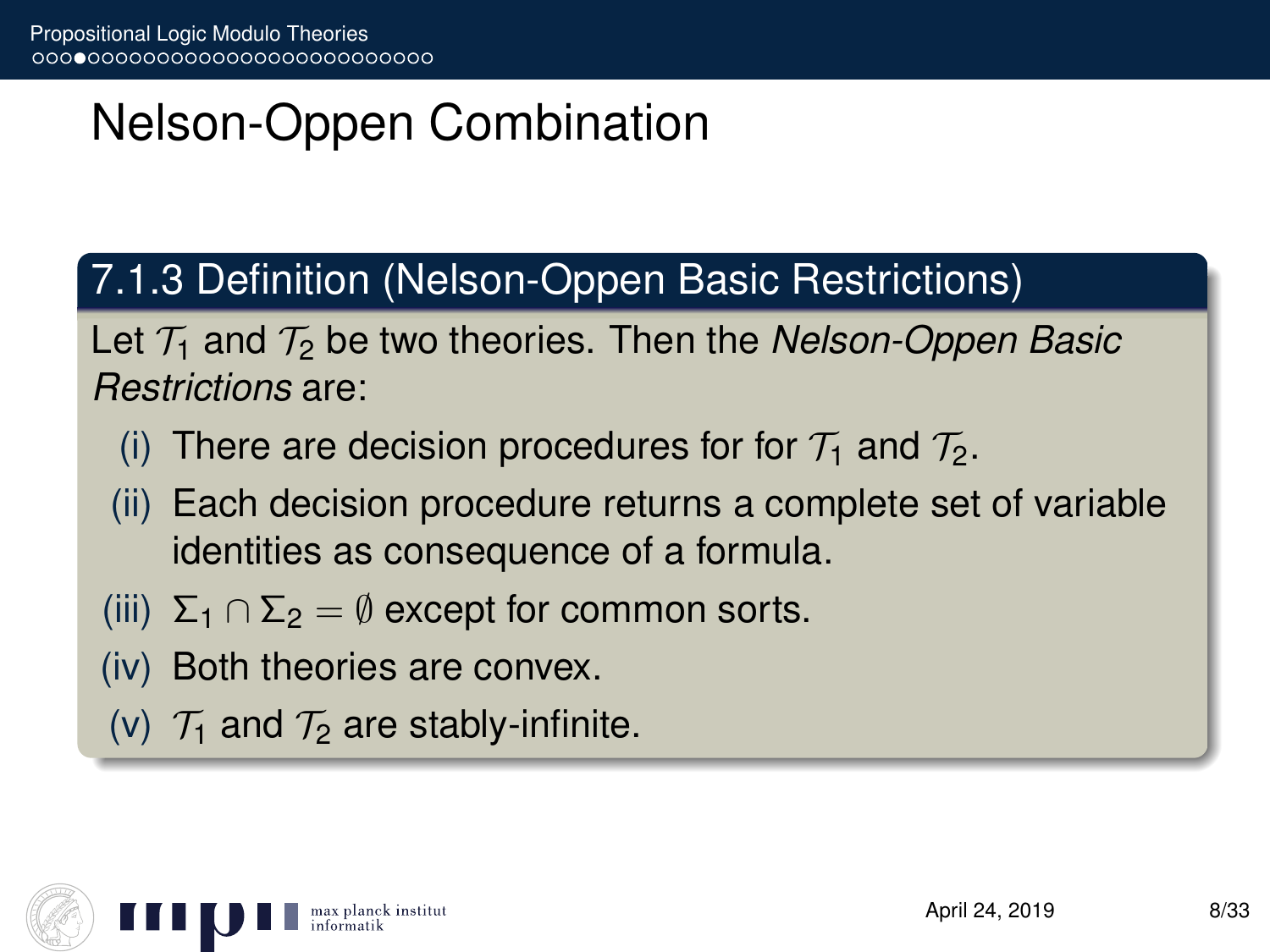# Nelson-Oppen Combination

## 7.1.3 Definition (Nelson-Oppen Basic Restrictions)

Let $\mathcal{T}_1$ and $\mathcal{T}_2$ be two theories. Then the *Nelson-Oppen Basic Restrictions* are:

(i) There are decision procedures for for $\mathcal{T}_1$ and $\mathcal{T}_2$.

(ii) Each decision procedure returns a complete set of variable identities as consequence of a formula.

(iii) $\Sigma_1 \cap \Sigma_2 = \emptyset$ except for common sorts.

(iv) Both theories are convex.

(v) $\mathcal{T}_1$ and $\mathcal{T}_2$ are stably-infinite.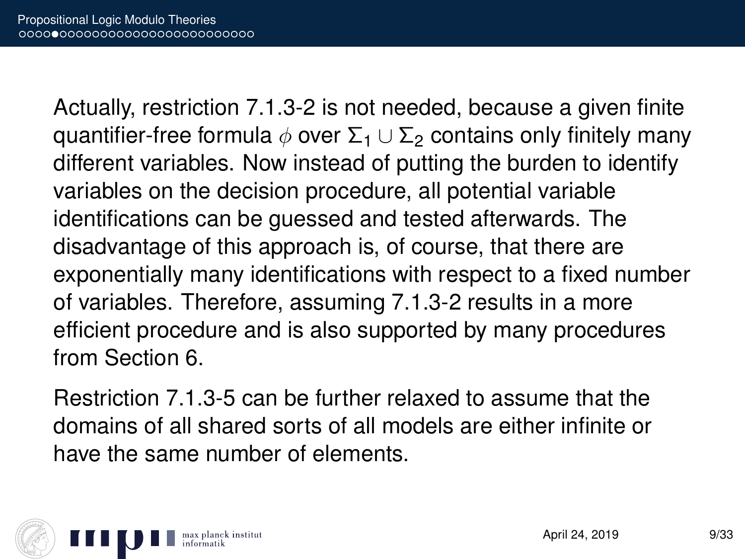Actually, restriction 7.1.3-2 is not needed, because a given finite quantifier-free formula $\phi$ over $\Sigma_1 \cup \Sigma_2$ contains only finitely many different variables. Now instead of putting the burden to identify variables on the decision procedure, all potential variable identifications can be guessed and tested afterwards. The disadvantage of this approach is, of course, that there are exponentially many identifications with respect to a fixed number of variables. Therefore, assuming 7.1.3-2 results in a more efficient procedure and is also supported by many procedures from Section 6.

Restriction 7.1.3-5 can be further relaxed to assume that the domains of all shared sorts of all models are either infinite or have the same number of elements.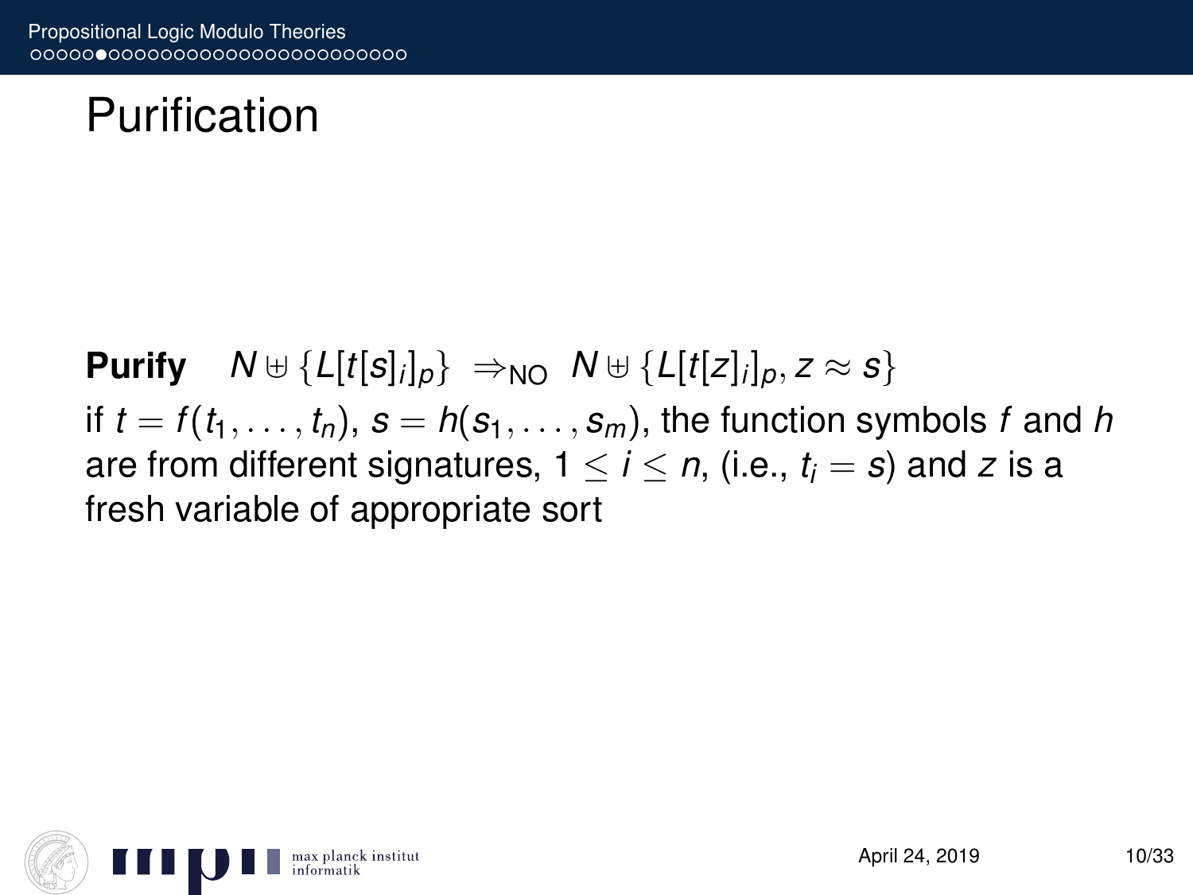# Purification

**Purify** $\quad N \uplus \{L[t[s]_i]_p\} \ \Rightarrow_{\text{NO}} \ N \uplus \{L[t[z]_i]_p, z \approx s\}$

if $t = f(t_1, \ldots, t_n)$, $s = h(s_1, \ldots, s_m)$, the function symbols $f$ and $h$ are from different signatures, $1 \leq i \leq n$, (i.e., $t_i = s$) and $z$ is a fresh variable of appropriate sort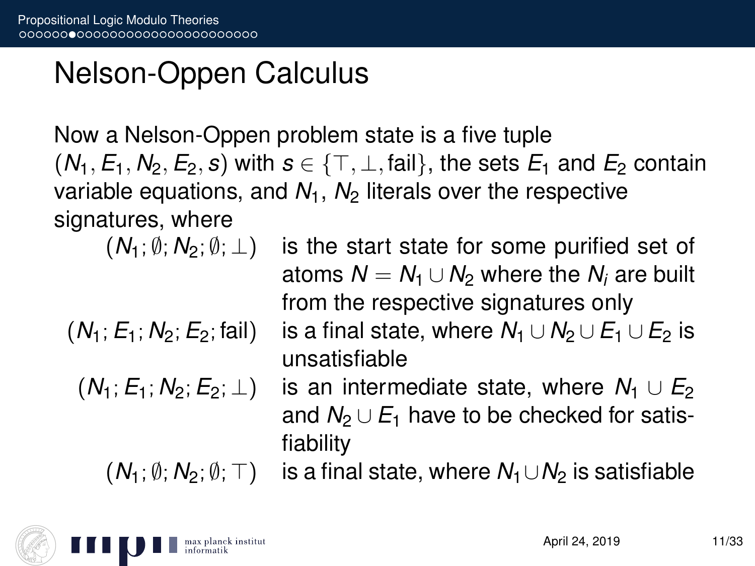# Nelson-Oppen Calculus

Now a Nelson-Oppen problem state is a five tuple $(N_1, E_1, N_2, E_2, s)$ with $s \in \{\top, \bot, \text{fail}\}$, the sets $E_1$ and $E_2$ contain variable equations, and $N_1$, $N_2$ literals over the respective signatures, where

| | |
|---|---|
| $(N_1; \emptyset; N_2; \emptyset; \bot)$ | is the start state for some purified set of atoms $N = N_1 \cup N_2$ where the $N_i$ are built from the respective signatures only |
| $(N_1; E_1; N_2; E_2; \text{fail})$ | is a final state, where $N_1 \cup N_2 \cup E_1 \cup E_2$ is unsatisfiable |
| $(N_1; E_1; N_2; E_2; \bot)$ | is an intermediate state, where $N_1 \cup E_2$ and $N_2 \cup E_1$ have to be checked for satisfiability |
| $(N_1; \emptyset; N_2; \emptyset; \top)$ | is a final state, where $N_1 \cup N_2$ is satisfiable |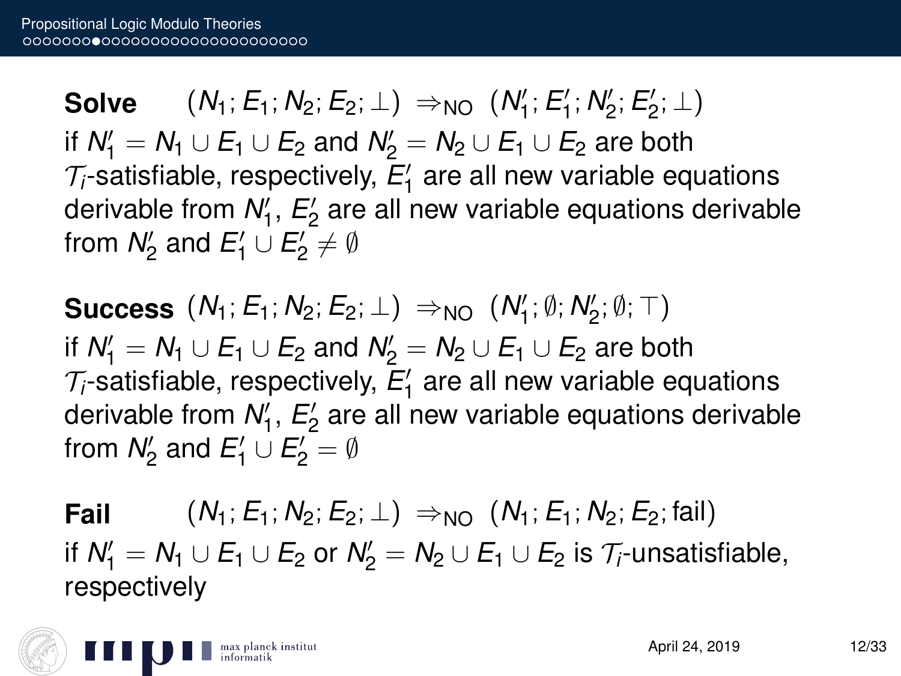**Solve** $(N_1; E_1; N_2; E_2; \bot) \Rightarrow_{\text{NO}} (N_1'; E_1'; N_2'; E_2'; \bot)$
if $N_1' = N_1 \cup E_1 \cup E_2$ and $N_2' = N_2 \cup E_1 \cup E_2$ are both $\mathcal{T}_i$-satisfiable, respectively, $E_1'$ are all new variable equations derivable from $N_1'$, $E_2'$ are all new variable equations derivable from $N_2'$ and $E_1' \cup E_2' \neq \emptyset$

**Success** $(N_1; E_1; N_2; E_2; \bot) \Rightarrow_{\text{NO}} (N_1'; \emptyset; N_2'; \emptyset; \top)$
if $N_1' = N_1 \cup E_1 \cup E_2$ and $N_2' = N_2 \cup E_1 \cup E_2$ are both $\mathcal{T}_i$-satisfiable, respectively, $E_1'$ are all new variable equations derivable from $N_1'$, $E_2'$ are all new variable equations derivable from $N_2'$ and $E_1' \cup E_2' = \emptyset$

**Fail** $(N_1; E_1; N_2; E_2; \bot) \Rightarrow_{\text{NO}} (N_1; E_1; N_2; E_2; \text{fail})$
if $N_1' = N_1 \cup E_1 \cup E_2$ or $N_2' = N_2 \cup E_1 \cup E_2$ is $\mathcal{T}_i$-unsatisfiable, respectively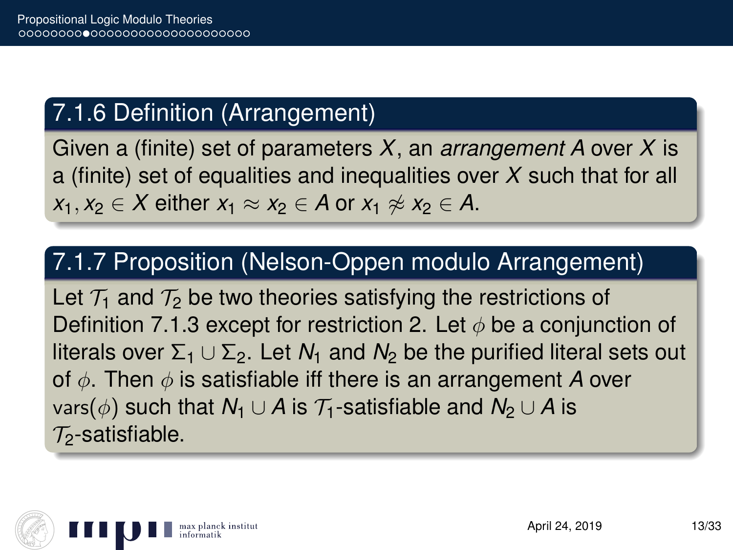### 7.1.6 Definition (Arrangement)

Given a (finite) set of parameters $X$, an *arrangement* $A$ over $X$ is a (finite) set of equalities and inequalities over $X$ such that for all $x_1, x_2 \in X$ either $x_1 \approx x_2 \in A$ or $x_1 \not\approx x_2 \in A$.

### 7.1.7 Proposition (Nelson-Oppen modulo Arrangement)

Let $\mathcal{T}_1$ and $\mathcal{T}_2$ be two theories satisfying the restrictions of Definition 7.1.3 except for restriction 2. Let $\phi$ be a conjunction of literals over $\Sigma_1 \cup \Sigma_2$. Let $N_1$ and $N_2$ be the purified literal sets out of $\phi$. Then $\phi$ is satisfiable iff there is an arrangement $A$ over $\text{vars}(\phi)$ such that $N_1 \cup A$ is $\mathcal{T}_1$-satisfiable and $N_2 \cup A$ is $\mathcal{T}_2$-satisfiable.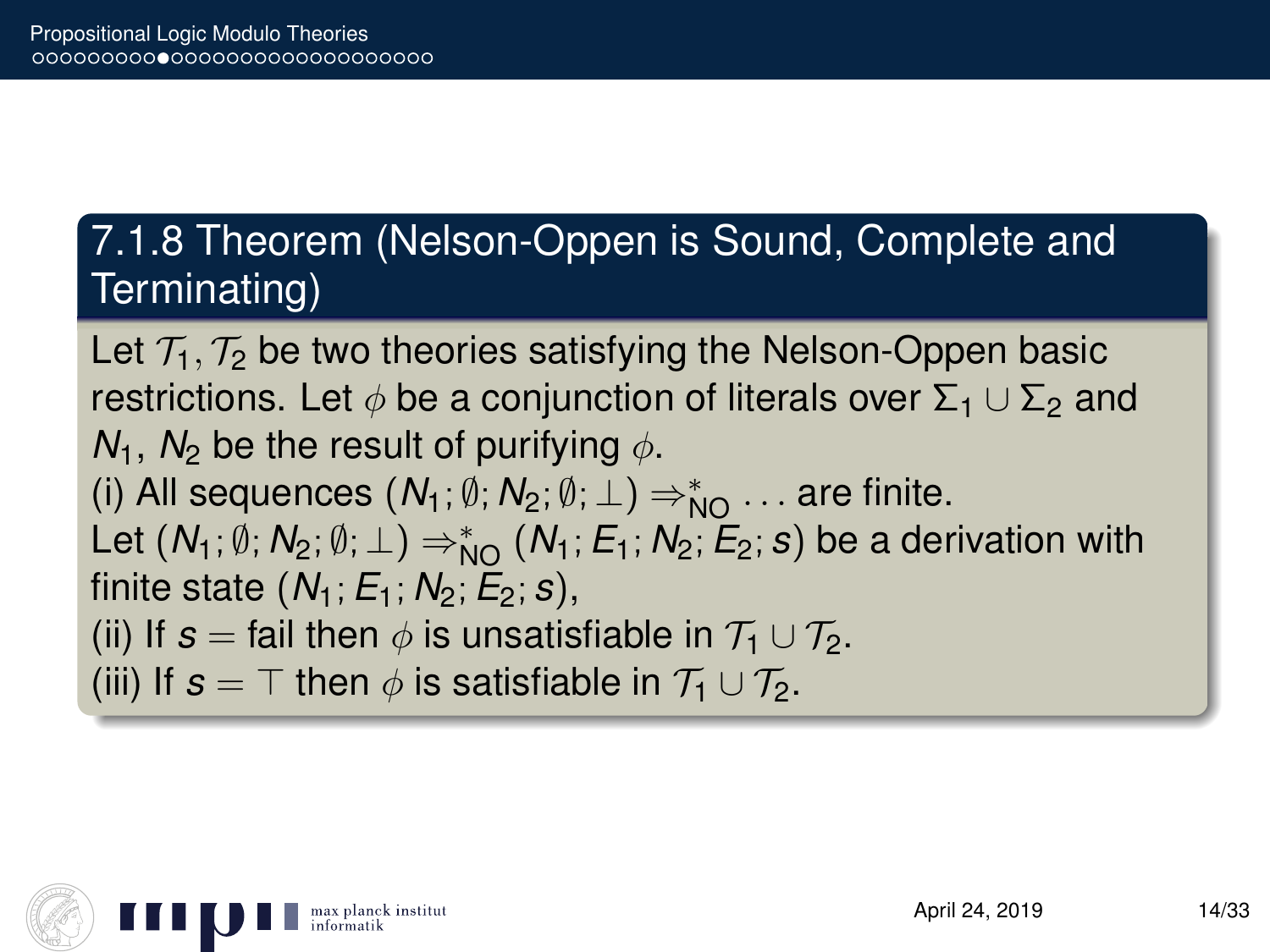## 7.1.8 Theorem (Nelson-Oppen is Sound, Complete and Terminating)

Let $\mathcal{T}_1, \mathcal{T}_2$ be two theories satisfying the Nelson-Oppen basic restrictions. Let $\phi$ be a conjunction of literals over $\Sigma_1 \cup \Sigma_2$ and $N_1$, $N_2$ be the result of purifying $\phi$.

(i) All sequences $(N_1; \emptyset; N_2; \emptyset; \bot) \Rightarrow^*_{\text{NO}} \ldots$ are finite.

Let $(N_1; \emptyset; N_2; \emptyset; \bot) \Rightarrow^*_{\text{NO}} (N_1; E_1; N_2; E_2; s)$ be a derivation with finite state $(N_1; E_1; N_2; E_2; s)$,

(ii) If $s = \text{fail}$ then $\phi$ is unsatisfiable in $\mathcal{T}_1 \cup \mathcal{T}_2$.

(iii) If $s = \top$ then $\phi$ is satisfiable in $\mathcal{T}_1 \cup \mathcal{T}_2$.